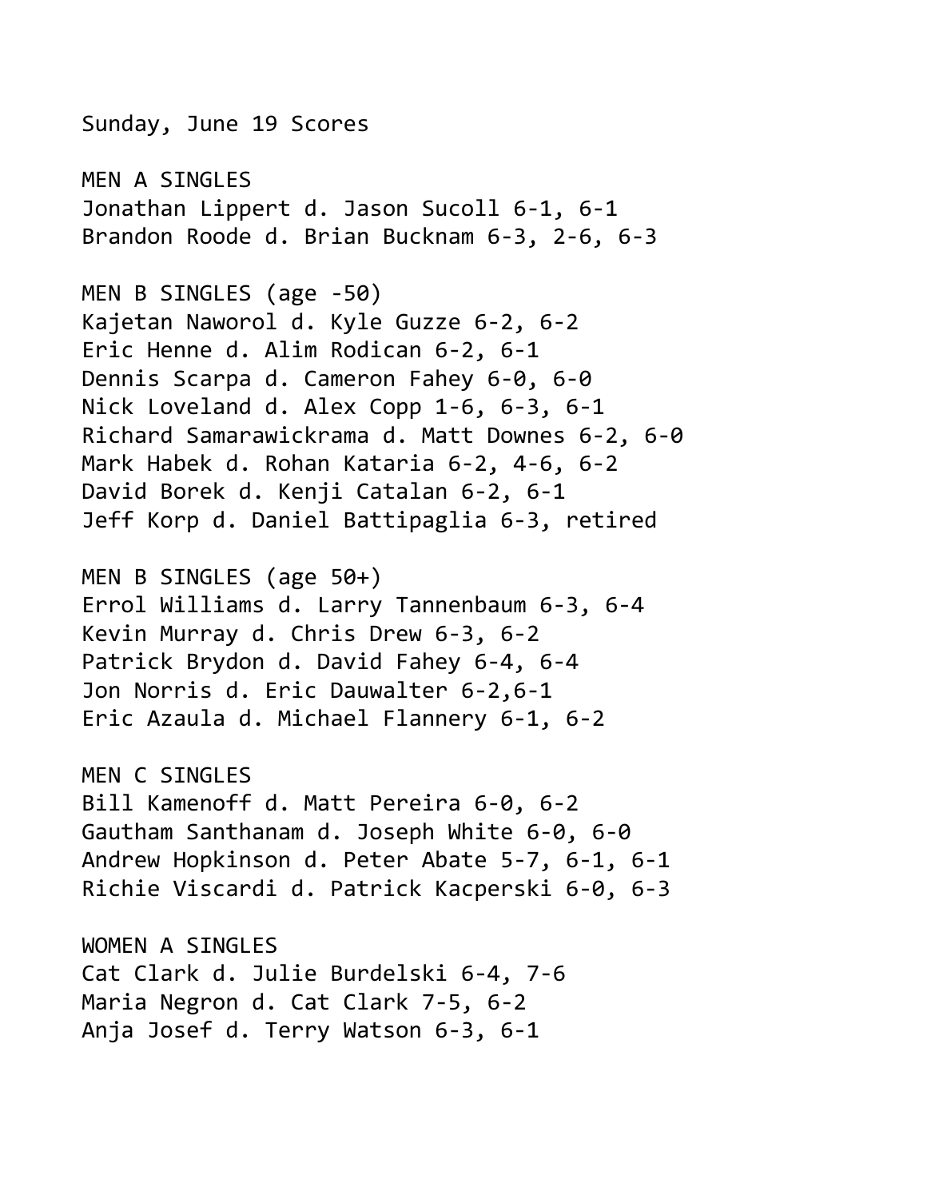Sunday, June 19 Scores

## MEN A SINGLES

Jonathan Lippert d. Jason Sucoll 6-1, 6-1
Brandon Roode d. Brian Bucknam 6-3, 2-6, 6-3

## MEN B SINGLES (age -50)

Kajetan Naworol d. Kyle Guzze 6-2, 6-2
Eric Henne d. Alim Rodican 6-2, 6-1
Dennis Scarpa d. Cameron Fahey 6-0, 6-0
Nick Loveland d. Alex Copp 1-6, 6-3, 6-1
Richard Samarawickrama d. Matt Downes 6-2, 6-0
Mark Habek d. Rohan Kataria 6-2, 4-6, 6-2
David Borek d. Kenji Catalan 6-2, 6-1
Jeff Korp d. Daniel Battipaglia 6-3, retired

## MEN B SINGLES (age 50+)

Errol Williams d. Larry Tannenbaum 6-3, 6-4
Kevin Murray d. Chris Drew 6-3, 6-2
Patrick Brydon d. David Fahey 6-4, 6-4
Jon Norris d. Eric Dauwalter 6-2,6-1
Eric Azaula d. Michael Flannery 6-1, 6-2

## MEN C SINGLES

Bill Kamenoff d. Matt Pereira 6-0, 6-2
Gautham Santhanam d. Joseph White 6-0, 6-0
Andrew Hopkinson d. Peter Abate 5-7, 6-1, 6-1
Richie Viscardi d. Patrick Kacperski 6-0, 6-3

## WOMEN A SINGLES

Cat Clark d. Julie Burdelski 6-4, 7-6
Maria Negron d. Cat Clark 7-5, 6-2
Anja Josef d. Terry Watson 6-3, 6-1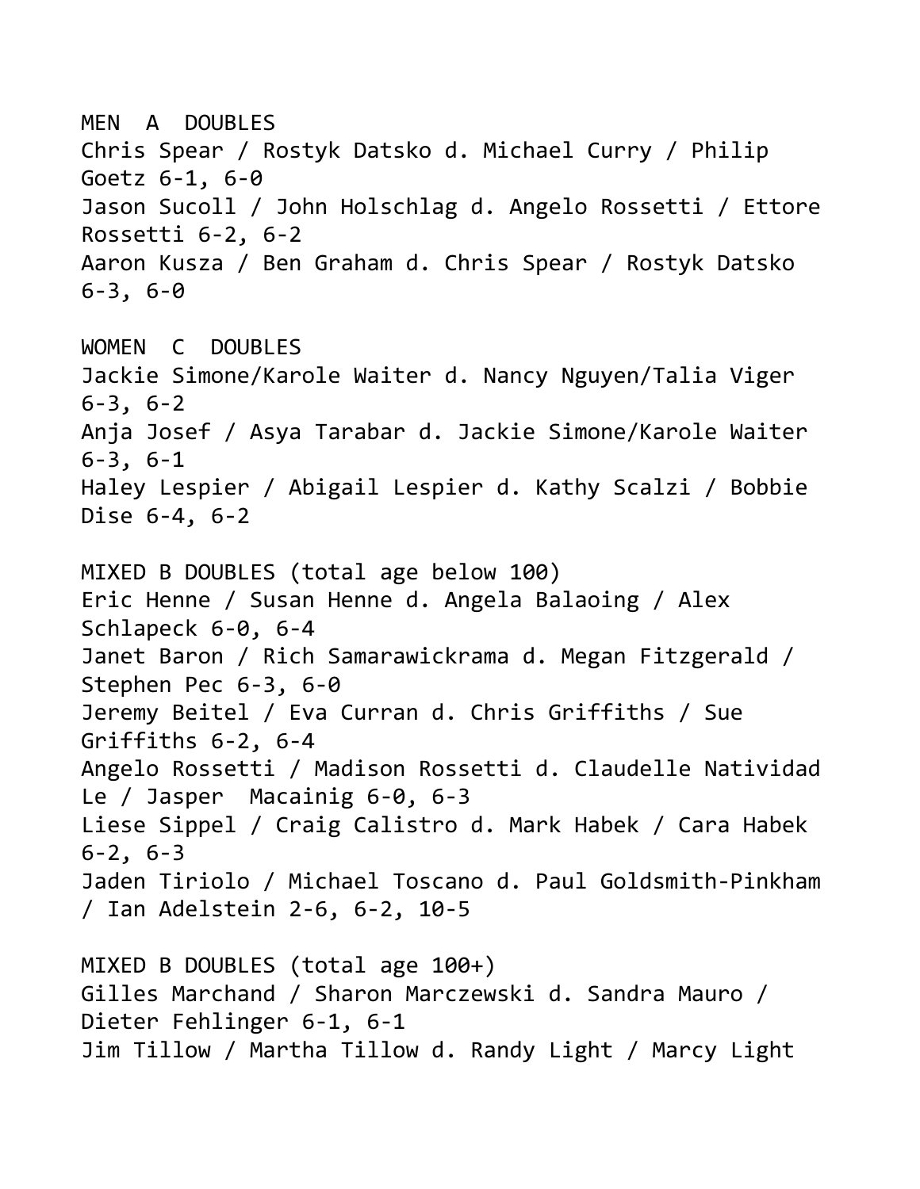## MEN A DOUBLES

Chris Spear / Rostyk Datsko d. Michael Curry / Philip Goetz 6-1, 6-0
Jason Sucoll / John Holschlag d. Angelo Rossetti / Ettore Rossetti 6-2, 6-2
Aaron Kusza / Ben Graham d. Chris Spear / Rostyk Datsko 6-3, 6-0

## WOMEN C DOUBLES

Jackie Simone/Karole Waiter d. Nancy Nguyen/Talia Viger 6-3, 6-2
Anja Josef / Asya Tarabar d. Jackie Simone/Karole Waiter 6-3, 6-1
Haley Lespier / Abigail Lespier d. Kathy Scalzi / Bobbie Dise 6-4, 6-2

## MIXED B DOUBLES (total age below 100)

Eric Henne / Susan Henne d. Angela Balaoing / Alex Schlapeck 6-0, 6-4
Janet Baron / Rich Samarawickrama d. Megan Fitzgerald / Stephen Pec 6-3, 6-0
Jeremy Beitel / Eva Curran d. Chris Griffiths / Sue Griffiths 6-2, 6-4
Angelo Rossetti / Madison Rossetti d. Claudelle Natividad Le / Jasper Macainig 6-0, 6-3
Liese Sippel / Craig Calistro d. Mark Habek / Cara Habek 6-2, 6-3
Jaden Tiriolo / Michael Toscano d. Paul Goldsmith-Pinkham / Ian Adelstein 2-6, 6-2, 10-5

## MIXED B DOUBLES (total age 100+)

Gilles Marchand / Sharon Marczewski d. Sandra Mauro / Dieter Fehlinger 6-1, 6-1
Jim Tillow / Martha Tillow d. Randy Light / Marcy Light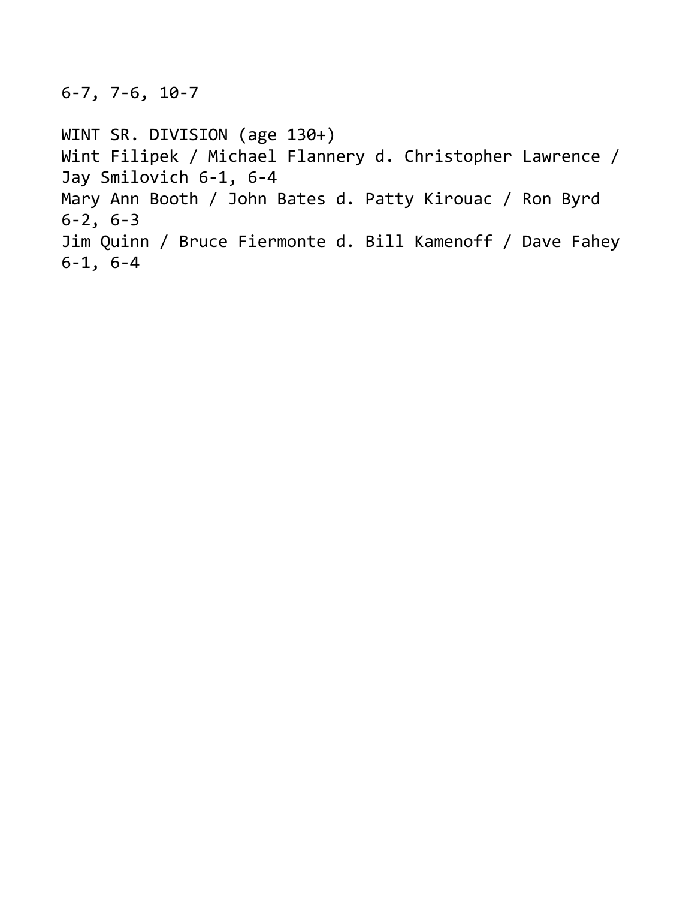6-7, 7-6, 10-7

WINT SR. DIVISION (age 130+)
Wint Filipek / Michael Flannery d. Christopher Lawrence / Jay Smilovich 6-1, 6-4
Mary Ann Booth / John Bates d. Patty Kirouac / Ron Byrd 6-2, 6-3
Jim Quinn / Bruce Fiermonte d. Bill Kamenoff / Dave Fahey 6-1, 6-4